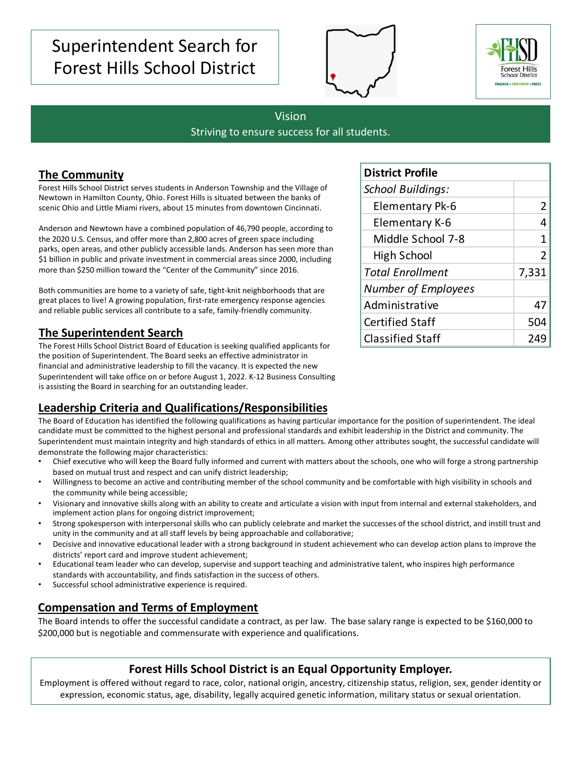# Superintendent Search for Forest Hills School District

Forest Hills School District
ENGAGE • EMPOWER • EXCEL

## Vision

Striving to ensure success for all students.

## The Community

Forest Hills School District serves students in Anderson Township and the Village of Newtown in Hamilton County, Ohio. Forest Hills is situated between the banks of scenic Ohio and Little Miami rivers, about 15 minutes from downtown Cincinnati.

Anderson and Newtown have a combined population of 46,790 people, according to the 2020 U.S. Census, and offer more than 2,800 acres of green space including parks, open areas, and other publicly accessible lands. Anderson has seen more than $1 billion in public and private investment in commercial areas since 2000, including more than $250 million toward the "Center of the Community" since 2016.

Both communities are home to a variety of safe, tight-knit neighborhoods that are great places to live! A growing population, first-rate emergency response agencies and reliable public services all contribute to a safe, family-friendly community.

| **District Profile** | |
|---|---|
| *School Buildings:* | |
| Elementary Pk-6 | 2 |
| Elementary K-6 | 4 |
| Middle School 7-8 | 1 |
| High School | 2 |
| *Total Enrollment* | 7,331 |
| *Number of Employees* | |
| Administrative | 47 |
| Certified Staff | 504 |
| Classified Staff | 249 |

## The Superintendent Search

The Forest Hills School District Board of Education is seeking qualified applicants for the position of Superintendent. The Board seeks an effective administrator in financial and administrative leadership to fill the vacancy. It is expected the new Superintendent will take office on or before August 1, 2022. K-12 Business Consulting is assisting the Board in searching for an outstanding leader.

## Leadership Criteria and Qualifications/Responsibilities

The Board of Education has identified the following qualifications as having particular importance for the position of superintendent. The ideal candidate must be committed to the highest personal and professional standards and exhibit leadership in the District and community. The Superintendent must maintain integrity and high standards of ethics in all matters. Among other attributes sought, the successful candidate will demonstrate the following major characteristics:

- Chief executive who will keep the Board fully informed and current with matters about the schools, one who will forge a strong partnership based on mutual trust and respect and can unify district leadership;
- Willingness to become an active and contributing member of the school community and be comfortable with high visibility in schools and the community while being accessible;
- Visionary and innovative skills along with an ability to create and articulate a vision with input from internal and external stakeholders, and implement action plans for ongoing district improvement;
- Strong spokesperson with interpersonal skills who can publicly celebrate and market the successes of the school district, and instill trust and unity in the community and at all staff levels by being approachable and collaborative;
- Decisive and innovative educational leader with a strong background in student achievement who can develop action plans to improve the districts' report card and improve student achievement;
- Educational team leader who can develop, supervise and support teaching and administrative talent, who inspires high performance standards with accountability, and finds satisfaction in the success of others.
- Successful school administrative experience is required.

## Compensation and Terms of Employment

The Board intends to offer the successful candidate a contract, as per law. The base salary range is expected to be $160,000 to $200,000 but is negotiable and commensurate with experience and qualifications.

### Forest Hills School District is an Equal Opportunity Employer.

Employment is offered without regard to race, color, national origin, ancestry, citizenship status, religion, sex, gender identity or expression, economic status, age, disability, legally acquired genetic information, military status or sexual orientation.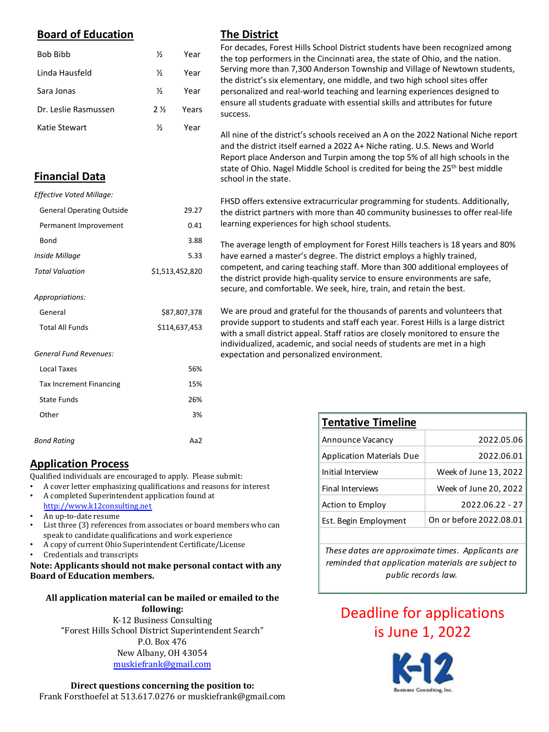## Board of Education

| | | |
|---|---|---|
| Bob Bibb | ½ | Year |
| Linda Hausfeld | ½ | Year |
| Sara Jonas | ½ | Year |
| Dr. Leslie Rasmussen | 2 ½ | Years |
| Katie Stewart | ½ | Year |

## Financial Data

| | |
|---|---|
| *Effective Voted Millage:* | |
| General Operating Outside | 29.27 |
| Permanent Improvement | 0.41 |
| Bond | 3.88 |
| *Inside Millage* | 5.33 |
| *Total Valuation* | $1,513,452,820 |
| *Appropriations:* | |
| General | $87,807,378 |
| Total All Funds | $114,637,453 |
| *General Fund Revenues:* | |
| Local Taxes | 56% |
| Tax Increment Financing | 15% |
| State Funds | 26% |
| Other | 3% |
| *Bond Rating* | Aa2 |

## Application Process

Qualified individuals are encouraged to apply. Please submit:

- A cover letter emphasizing qualifications and reasons for interest
- A completed Superintendent application found at http://www.k12consulting.net
- An up-to-date resume
- List three (3) references from associates or board members who can speak to candidate qualifications and work experience
- A copy of current Ohio Superintendent Certificate/License
- Credentials and transcripts

**Note: Applicants should not make personal contact with any Board of Education members.**

**All application material can be mailed or emailed to the following:**
K-12 Business Consulting
"Forest Hills School District Superintendent Search"
P.O. Box 476
New Albany, OH 43054
muskiefrank@gmail.com

**Direct questions concerning the position to:**
Frank Forsthoefel at 513.617.0276 or muskiefrank@gmail.com

## The District

For decades, Forest Hills School District students have been recognized among the top performers in the Cincinnati area, the state of Ohio, and the nation. Serving more than 7,300 Anderson Township and Village of Newtown students, the district's six elementary, one middle, and two high school sites offer personalized and real-world teaching and learning experiences designed to ensure all students graduate with essential skills and attributes for future success.

All nine of the district's schools received an A on the 2022 National Niche report and the district itself earned a 2022 A+ Niche rating. U.S. News and World Report place Anderson and Turpin among the top 5% of all high schools in the state of Ohio. Nagel Middle School is credited for being the 25th best middle school in the state.

FHSD offers extensive extracurricular programming for students. Additionally, the district partners with more than 40 community businesses to offer real-life learning experiences for high school students.

The average length of employment for Forest Hills teachers is 18 years and 80% have earned a master's degree. The district employs a highly trained, competent, and caring teaching staff. More than 300 additional employees of the district provide high-quality service to ensure environments are safe, secure, and comfortable. We seek, hire, train, and retain the best.

We are proud and grateful for the thousands of parents and volunteers that provide support to students and staff each year. Forest Hills is a large district with a small district appeal. Staff ratios are closely monitored to ensure the individualized, academic, and social needs of students are met in a high expectation and personalized environment.

## Tentative Timeline

| | |
|---|---|
| Announce Vacancy | 2022.05.06 |
| Application Materials Due | 2022.06.01 |
| Initial Interview | Week of June 13, 2022 |
| Final Interviews | Week of June 20, 2022 |
| Action to Employ | 2022.06.22 - 27 |
| Est. Begin Employment | On or before 2022.08.01 |

*These dates are approximate times. Applicants are reminded that application materials are subject to public records law.*

**Deadline for applications is June 1, 2022**

K-12 Business Consulting, Inc.